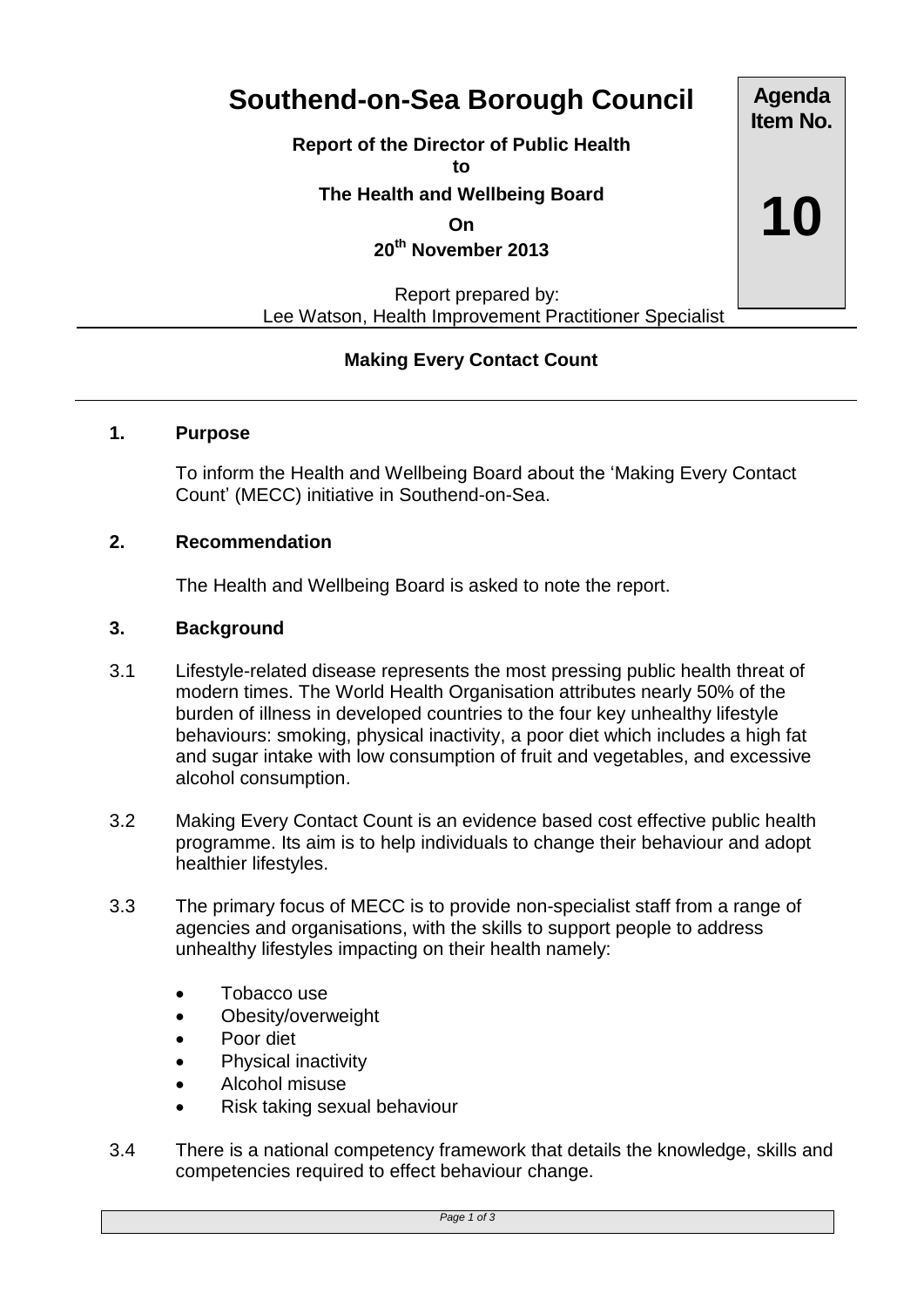# Southend-on-Sea Borough Council

**Report of the Director of Public Health**
**to**
**The Health and Wellbeing Board**
**On**
**20th November 2013**

**Agenda Item No.**

**10**

Report prepared by:
Lee Watson, Health Improvement Practitioner Specialist

## Making Every Contact Count

### 1. Purpose

To inform the Health and Wellbeing Board about the 'Making Every Contact Count' (MECC) initiative in Southend-on-Sea.

### 2. Recommendation

The Health and Wellbeing Board is asked to note the report.

### 3. Background

3.1 Lifestyle-related disease represents the most pressing public health threat of modern times. The World Health Organisation attributes nearly 50% of the burden of illness in developed countries to the four key unhealthy lifestyle behaviours: smoking, physical inactivity, a poor diet which includes a high fat and sugar intake with low consumption of fruit and vegetables, and excessive alcohol consumption.

3.2 Making Every Contact Count is an evidence based cost effective public health programme. Its aim is to help individuals to change their behaviour and adopt healthier lifestyles.

3.3 The primary focus of MECC is to provide non-specialist staff from a range of agencies and organisations, with the skills to support people to address unhealthy lifestyles impacting on their health namely:

- Tobacco use
- Obesity/overweight
- Poor diet
- Physical inactivity
- Alcohol misuse
- Risk taking sexual behaviour

3.4 There is a national competency framework that details the knowledge, skills and competencies required to effect behaviour change.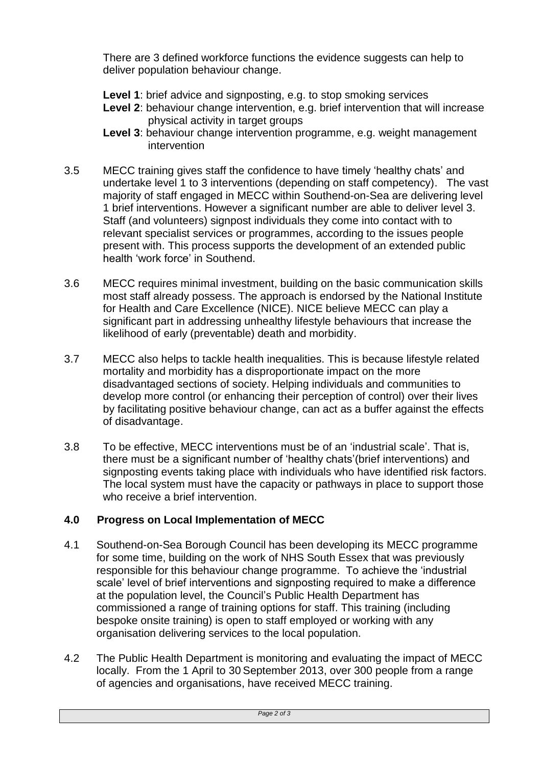There are 3 defined workforce functions the evidence suggests can help to deliver population behaviour change.

**Level 1**: brief advice and signposting, e.g. to stop smoking services
**Level 2**: behaviour change intervention, e.g. brief intervention that will increase physical activity in target groups
**Level 3**: behaviour change intervention programme, e.g. weight management intervention

3.5 MECC training gives staff the confidence to have timely 'healthy chats' and undertake level 1 to 3 interventions (depending on staff competency). The vast majority of staff engaged in MECC within Southend-on-Sea are delivering level 1 brief interventions. However a significant number are able to deliver level 3. Staff (and volunteers) signpost individuals they come into contact with to relevant specialist services or programmes, according to the issues people present with. This process supports the development of an extended public health 'work force' in Southend.

3.6 MECC requires minimal investment, building on the basic communication skills most staff already possess. The approach is endorsed by the National Institute for Health and Care Excellence (NICE). NICE believe MECC can play a significant part in addressing unhealthy lifestyle behaviours that increase the likelihood of early (preventable) death and morbidity.

3.7 MECC also helps to tackle health inequalities. This is because lifestyle related mortality and morbidity has a disproportionate impact on the more disadvantaged sections of society. Helping individuals and communities to develop more control (or enhancing their perception of control) over their lives by facilitating positive behaviour change, can act as a buffer against the effects of disadvantage.

3.8 To be effective, MECC interventions must be of an 'industrial scale'. That is, there must be a significant number of 'healthy chats'(brief interventions) and signposting events taking place with individuals who have identified risk factors. The local system must have the capacity or pathways in place to support those who receive a brief intervention.

## 4.0 Progress on Local Implementation of MECC

4.1 Southend-on-Sea Borough Council has been developing its MECC programme for some time, building on the work of NHS South Essex that was previously responsible for this behaviour change programme. To achieve the 'industrial scale' level of brief interventions and signposting required to make a difference at the population level, the Council's Public Health Department has commissioned a range of training options for staff. This training (including bespoke onsite training) is open to staff employed or working with any organisation delivering services to the local population.

4.2 The Public Health Department is monitoring and evaluating the impact of MECC locally. From the 1 April to 30 September 2013, over 300 people from a range of agencies and organisations, have received MECC training.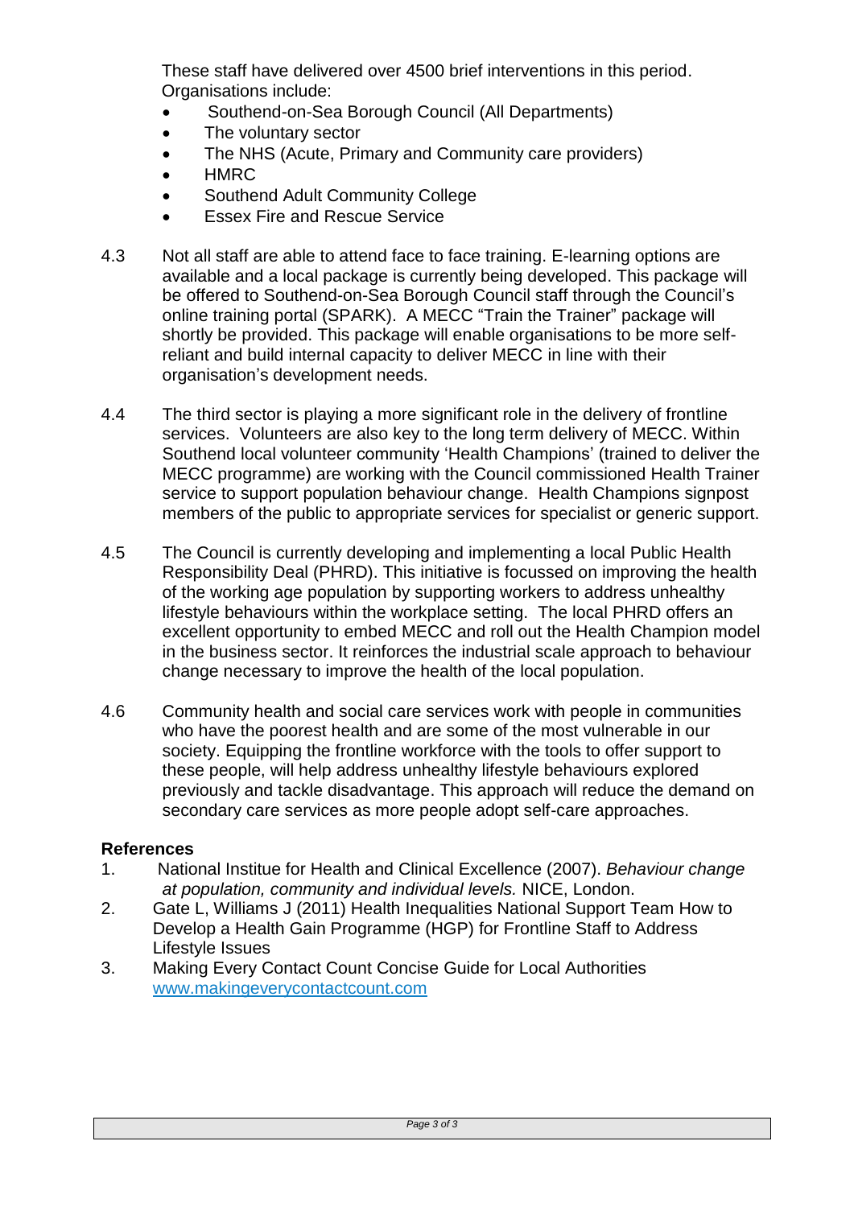These staff have delivered over 4500 brief interventions in this period. Organisations include:

- Southend-on-Sea Borough Council (All Departments)
- The voluntary sector
- The NHS (Acute, Primary and Community care providers)
- HMRC
- Southend Adult Community College
- Essex Fire and Rescue Service

4.3 Not all staff are able to attend face to face training. E-learning options are available and a local package is currently being developed. This package will be offered to Southend-on-Sea Borough Council staff through the Council's online training portal (SPARK). A MECC "Train the Trainer" package will shortly be provided. This package will enable organisations to be more self-reliant and build internal capacity to deliver MECC in line with their organisation's development needs.

4.4 The third sector is playing a more significant role in the delivery of frontline services. Volunteers are also key to the long term delivery of MECC. Within Southend local volunteer community 'Health Champions' (trained to deliver the MECC programme) are working with the Council commissioned Health Trainer service to support population behaviour change. Health Champions signpost members of the public to appropriate services for specialist or generic support.

4.5 The Council is currently developing and implementing a local Public Health Responsibility Deal (PHRD). This initiative is focussed on improving the health of the working age population by supporting workers to address unhealthy lifestyle behaviours within the workplace setting. The local PHRD offers an excellent opportunity to embed MECC and roll out the Health Champion model in the business sector. It reinforces the industrial scale approach to behaviour change necessary to improve the health of the local population.

4.6 Community health and social care services work with people in communities who have the poorest health and are some of the most vulnerable in our society. Equipping the frontline workforce with the tools to offer support to these people, will help address unhealthy lifestyle behaviours explored previously and tackle disadvantage. This approach will reduce the demand on secondary care services as more people adopt self-care approaches.

**References**

1. National Institue for Health and Clinical Excellence (2007). *Behaviour change at population, community and individual levels.* NICE, London.
2. Gate L, Williams J (2011) Health Inequalities National Support Team How to Develop a Health Gain Programme (HGP) for Frontline Staff to Address Lifestyle Issues
3. Making Every Contact Count Concise Guide for Local Authorities www.makingeverycontactcount.com